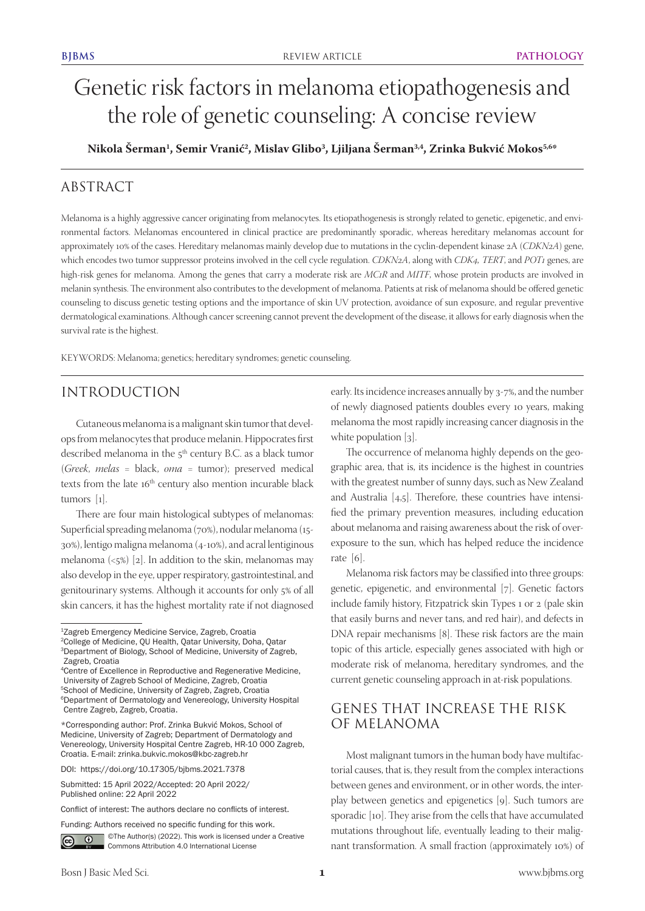# Genetic risk factors in melanoma etiopathogenesis and the role of genetic counseling: A concise review

**Nikola Šerman[1], Semir Vranić[2], Mislav Glibo[3], Ljiljana Šerman[3,4], Zrinka Bukvić Mokos[5,6]***

## ABSTRACT

Melanoma is a highly aggressive cancer originating from melanocytes. Its etiopathogenesis is strongly related to genetic, epigenetic, and environmental factors. Melanomas encountered in clinical practice are predominantly sporadic, whereas hereditary melanomas account for approximately 10% of the cases. Hereditary melanomas mainly develop due to mutations in the cyclin-dependent kinase 2A (*CDKN2A*) gene, which encodes two tumor suppressor proteins involved in the cell cycle regulation. *CDKN2A*, along with *CDK4*, *TERT*, and *POT1* genes, are high-risk genes for melanoma. Among the genes that carry a moderate risk are *MC1R* and *MITF*, whose protein products are involved in melanin synthesis. The environment also contributes to the development of melanoma. Patients at risk of melanoma should be offered genetic counseling to discuss genetic testing options and the importance of skin UV protection, avoidance of sun exposure, and regular preventive dermatological examinations. Although cancer screening cannot prevent the development of the disease, it allows for early diagnosis when the survival rate is the highest.

KEYWORDS: Melanoma; genetics; hereditary syndromes; genetic counseling.

## INTRODUCTION

Cutaneous melanoma is a malignant skin tumor that develops from melanocytes that produce melanin. Hippocrates first described melanoma in the 5th century B.C. as a black tumor (*Greek*, *melas* = black, *oma* = tumor); preserved medical texts from the late 16th century also mention incurable black tumors [1].

There are four main histological subtypes of melanomas: Superficial spreading melanoma (70%), nodular melanoma (15-30%), lentigo maligna melanoma (4-10%), and acral lentiginous melanoma (<5%) [2]. In addition to the skin, melanomas may also develop in the eye, upper respiratory, gastrointestinal, and genitourinary systems. Although it accounts for only 5% of all skin cancers, it has the highest mortality rate if not diagnosed early. Its incidence increases annually by 3-7%, and the number of newly diagnosed patients doubles every 10 years, making melanoma the most rapidly increasing cancer diagnosis in the white population [3].

The occurrence of melanoma highly depends on the geographic area, that is, its incidence is the highest in countries with the greatest number of sunny days, such as New Zealand and Australia [4,5]. Therefore, these countries have intensified the primary prevention measures, including education about melanoma and raising awareness about the risk of overexposure to the sun, which has helped reduce the incidence rate [6].

Melanoma risk factors may be classified into three groups: genetic, epigenetic, and environmental [7]. Genetic factors include family history, Fitzpatrick skin Types 1 or 2 (pale skin that easily burns and never tans, and red hair), and defects in DNA repair mechanisms [8]. These risk factors are the main topic of this article, especially genes associated with high or moderate risk of melanoma, hereditary syndromes, and the current genetic counseling approach in at-risk populations.

## GENES THAT INCREASE THE RISK OF MELANOMA

Most malignant tumors in the human body have multifactorial causes, that is, they result from the complex interactions between genes and environment, or in other words, the interplay between genetics and epigenetics [9]. Such tumors are sporadic [10]. They arise from the cells that have accumulated mutations throughout life, eventually leading to their malignant transformation. A small fraction (approximately 10%) of

---

[1]Zagreb Emergency Medicine Service, Zagreb, Croatia
[2]College of Medicine, QU Health, Qatar University, Doha, Qatar
[3]Department of Biology, School of Medicine, University of Zagreb, Zagreb, Croatia
[4]Centre of Excellence in Reproductive and Regenerative Medicine, University of Zagreb School of Medicine, Zagreb, Croatia
[5]School of Medicine, University of Zagreb, Zagreb, Croatia
[6]Department of Dermatology and Venereology, University Hospital Centre Zagreb, Zagreb, Croatia.

*Corresponding author: Prof. Zrinka Bukvić Mokos, School of Medicine, University of Zagreb; Department of Dermatology and Venereology, University Hospital Centre Zagreb, HR-10 000 Zagreb, Croatia. E-mail: zrinka.bukvic.mokos@kbc-zagreb.hr

DOI: https://doi.org/10.17305/bjbms.2021.7378

Submitted: 15 April 2022/Accepted: 20 April 2022/ Published online: 22 April 2022

Conflict of interest: The authors declare no conflicts of interest.

Funding: Authors received no specific funding for this work.

©The Author(s) (2022). This work is licensed under a Creative Commons Attribution 4.0 International License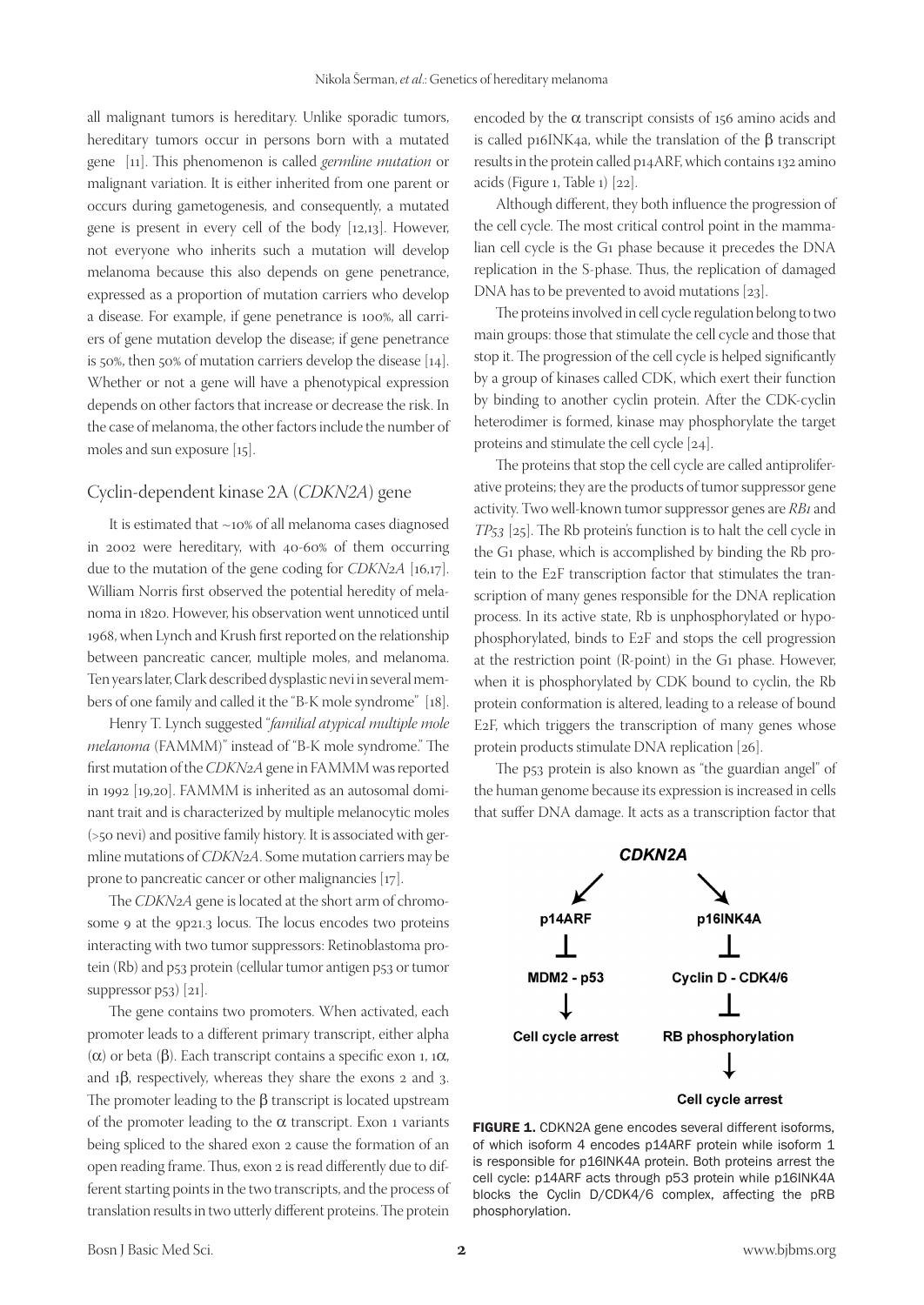all malignant tumors is hereditary. Unlike sporadic tumors, hereditary tumors occur in persons born with a mutated gene [11]. This phenomenon is called *germline mutation* or malignant variation. It is either inherited from one parent or occurs during gametogenesis, and consequently, a mutated gene is present in every cell of the body [12,13]. However, not everyone who inherits such a mutation will develop melanoma because this also depends on gene penetrance, expressed as a proportion of mutation carriers who develop a disease. For example, if gene penetrance is 100%, all carriers of gene mutation develop the disease; if gene penetrance is 50%, then 50% of mutation carriers develop the disease [14]. Whether or not a gene will have a phenotypical expression depends on other factors that increase or decrease the risk. In the case of melanoma, the other factors include the number of moles and sun exposure [15].

## Cyclin-dependent kinase 2A (*CDKN2A*) gene

It is estimated that ~10% of all melanoma cases diagnosed in 2002 were hereditary, with 40-60% of them occurring due to the mutation of the gene coding for *CDKN2A* [16,17]. William Norris first observed the potential heredity of melanoma in 1820. However, his observation went unnoticed until 1968, when Lynch and Krush first reported on the relationship between pancreatic cancer, multiple moles, and melanoma. Ten years later, Clark described dysplastic nevi in several members of one family and called it the "B-K mole syndrome" [18].

Henry T. Lynch suggested "*familial atypical multiple mole melanoma* (FAMMM)" instead of "B-K mole syndrome." The first mutation of the *CDKN2A* gene in FAMMM was reported in 1992 [19,20]. FAMMM is inherited as an autosomal dominant trait and is characterized by multiple melanocytic moles (>50 nevi) and positive family history. It is associated with germline mutations of *CDKN2A*. Some mutation carriers may be prone to pancreatic cancer or other malignancies [17].

The *CDKN2A* gene is located at the short arm of chromosome 9 at the 9p21.3 locus. The locus encodes two proteins interacting with two tumor suppressors: Retinoblastoma protein (Rb) and p53 protein (cellular tumor antigen p53 or tumor suppressor p53) [21].

The gene contains two promoters. When activated, each promoter leads to a different primary transcript, either alpha ($\alpha$) or beta ($\beta$). Each transcript contains a specific exon 1, 1$\alpha$, and 1$\beta$, respectively, whereas they share the exons 2 and 3. The promoter leading to the $\beta$ transcript is located upstream of the promoter leading to the $\alpha$ transcript. Exon 1 variants being spliced to the shared exon 2 cause the formation of an open reading frame. Thus, exon 2 is read differently due to different starting points in the two transcripts, and the process of translation results in two utterly different proteins. The protein encoded by the $\alpha$ transcript consists of 156 amino acids and is called p16INK4a, while the translation of the $\beta$ transcript results in the protein called p14ARF, which contains 132 amino acids (Figure 1, Table 1) [22].

Although different, they both influence the progression of the cell cycle. The most critical control point in the mammalian cell cycle is the G1 phase because it precedes the DNA replication in the S-phase. Thus, the replication of damaged DNA has to be prevented to avoid mutations [23].

The proteins involved in cell cycle regulation belong to two main groups: those that stimulate the cell cycle and those that stop it. The progression of the cell cycle is helped significantly by a group of kinases called CDK, which exert their function by binding to another cyclin protein. After the CDK-cyclin heterodimer is formed, kinase may phosphorylate the target proteins and stimulate the cell cycle [24].

The proteins that stop the cell cycle are called antiproliferative proteins; they are the products of tumor suppressor gene activity. Two well-known tumor suppressor genes are *RB1* and *TP53* [25]. The Rb protein's function is to halt the cell cycle in the G1 phase, which is accomplished by binding the Rb protein to the E2F transcription factor that stimulates the transcription of many genes responsible for the DNA replication process. In its active state, Rb is unphosphorylated or hypophosphorylated, binds to E2F and stops the cell progression at the restriction point (R-point) in the G1 phase. However, when it is phosphorylated by CDK bound to cyclin, the Rb protein conformation is altered, leading to a release of bound E2F, which triggers the transcription of many genes whose protein products stimulate DNA replication [26].

The p53 protein is also known as "the guardian angel" of the human genome because its expression is increased in cells that suffer DNA damage. It acts as a transcription factor that

**FIGURE 1.** CDKN2A gene encodes several different isoforms, of which isoform 4 encodes p14ARF protein while isoform 1 is responsible for p16INK4A protein. Both proteins arrest the cell cycle: p14ARF acts through p53 protein while p16INK4A blocks the Cyclin D/CDK4/6 complex, affecting the pRB phosphorylation.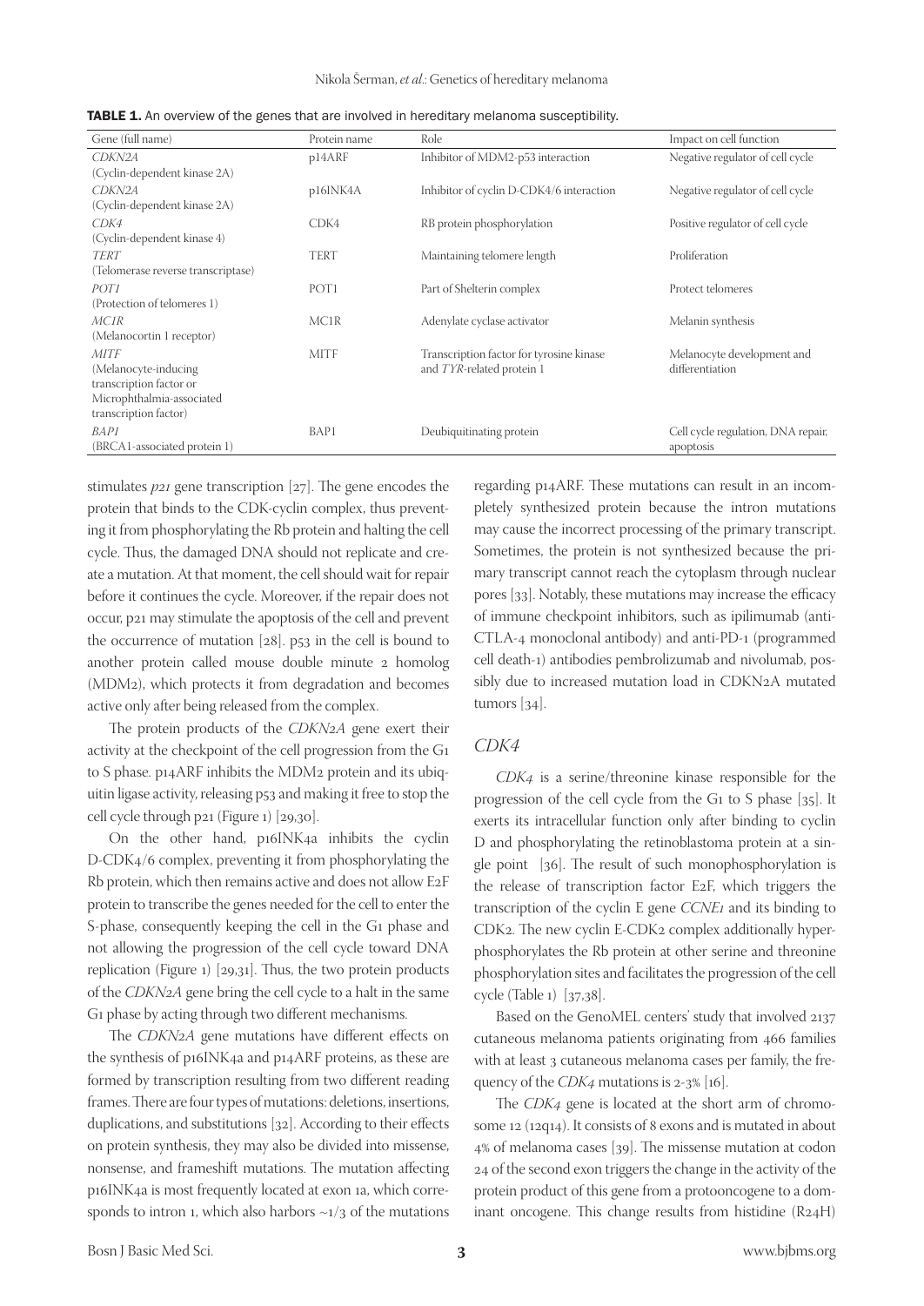**TABLE 1.** An overview of the genes that are involved in hereditary melanoma susceptibility.

| Gene (full name) | Protein name | Role | Impact on cell function |
|---|---|---|---|
| *CDKN2A* (Cyclin-dependent kinase 2A) | p14ARF | Inhibitor of MDM2-p53 interaction | Negative regulator of cell cycle |
| *CDKN2A* (Cyclin-dependent kinase 2A) | p16INK4A | Inhibitor of cyclin D-CDK4/6 interaction | Negative regulator of cell cycle |
| *CDK4* (Cyclin-dependent kinase 4) | CDK4 | RB protein phosphorylation | Positive regulator of cell cycle |
| *TERT* (Telomerase reverse transcriptase) | TERT | Maintaining telomere length | Proliferation |
| *POT1* (Protection of telomeres 1) | POT1 | Part of Shelterin complex | Protect telomeres |
| *MC1R* (Melanocortin 1 receptor) | MC1R | Adenylate cyclase activator | Melanin synthesis |
| *MITF* (Melanocyte-inducing transcription factor or Microphthalmia-associated transcription factor) | MITF | Transcription factor for tyrosine kinase and *TYR*-related protein 1 | Melanocyte development and differentiation |
| *BAP1* (BRCA1-associated protein 1) | BAP1 | Deubiquitinating protein | Cell cycle regulation, DNA repair, apoptosis |

stimulates *p21* gene transcription [27]. The gene encodes the protein that binds to the CDK-cyclin complex, thus preventing it from phosphorylating the Rb protein and halting the cell cycle. Thus, the damaged DNA should not replicate and create a mutation. At that moment, the cell should wait for repair before it continues the cycle. Moreover, if the repair does not occur, p21 may stimulate the apoptosis of the cell and prevent the occurrence of mutation [28]. p53 in the cell is bound to another protein called mouse double minute 2 homolog (MDM2), which protects it from degradation and becomes active only after being released from the complex.

The protein products of the *CDKN2A* gene exert their activity at the checkpoint of the cell progression from the G1 to S phase. p14ARF inhibits the MDM2 protein and its ubiquitin ligase activity, releasing p53 and making it free to stop the cell cycle through p21 (Figure 1) [29,30].

On the other hand, p16INK4a inhibits the cyclin D-CDK4/6 complex, preventing it from phosphorylating the Rb protein, which then remains active and does not allow E2F protein to transcribe the genes needed for the cell to enter the S-phase, consequently keeping the cell in the G1 phase and not allowing the progression of the cell cycle toward DNA replication (Figure 1) [29,31]. Thus, the two protein products of the *CDKN2A* gene bring the cell cycle to a halt in the same G1 phase by acting through two different mechanisms.

The *CDKN2A* gene mutations have different effects on the synthesis of p16INK4a and p14ARF proteins, as these are formed by transcription resulting from two different reading frames. There are four types of mutations: deletions, insertions, duplications, and substitutions [32]. According to their effects on protein synthesis, they may also be divided into missense, nonsense, and frameshift mutations. The mutation affecting p16INK4a is most frequently located at exon 1a, which corresponds to intron 1, which also harbors ~1/3 of the mutations regarding p14ARF. These mutations can result in an incompletely synthesized protein because the intron mutations may cause the incorrect processing of the primary transcript. Sometimes, the protein is not synthesized because the primary transcript cannot reach the cytoplasm through nuclear pores [33]. Notably, these mutations may increase the efficacy of immune checkpoint inhibitors, such as ipilimumab (anti-CTLA-4 monoclonal antibody) and anti-PD-1 (programmed cell death-1) antibodies pembrolizumab and nivolumab, possibly due to increased mutation load in CDKN2A mutated tumors [34].

## *CDK4*

*CDK4* is a serine/threonine kinase responsible for the progression of the cell cycle from the G1 to S phase [35]. It exerts its intracellular function only after binding to cyclin D and phosphorylating the retinoblastoma protein at a single point [36]. The result of such monophosphorylation is the release of transcription factor E2F, which triggers the transcription of the cyclin E gene *CCNE1* and its binding to CDK2. The new cyclin E-CDK2 complex additionally hyperphosphorylates the Rb protein at other serine and threonine phosphorylation sites and facilitates the progression of the cell cycle (Table 1) [37,38].

Based on the GenoMEL centers' study that involved 2137 cutaneous melanoma patients originating from 466 families with at least 3 cutaneous melanoma cases per family, the frequency of the *CDK4* mutations is 2-3% [16].

The *CDK4* gene is located at the short arm of chromosome 12 (12q14). It consists of 8 exons and is mutated in about 4% of melanoma cases [39]. The missense mutation at codon 24 of the second exon triggers the change in the activity of the protein product of this gene from a protooncogene to a dominant oncogene. This change results from histidine (R24H)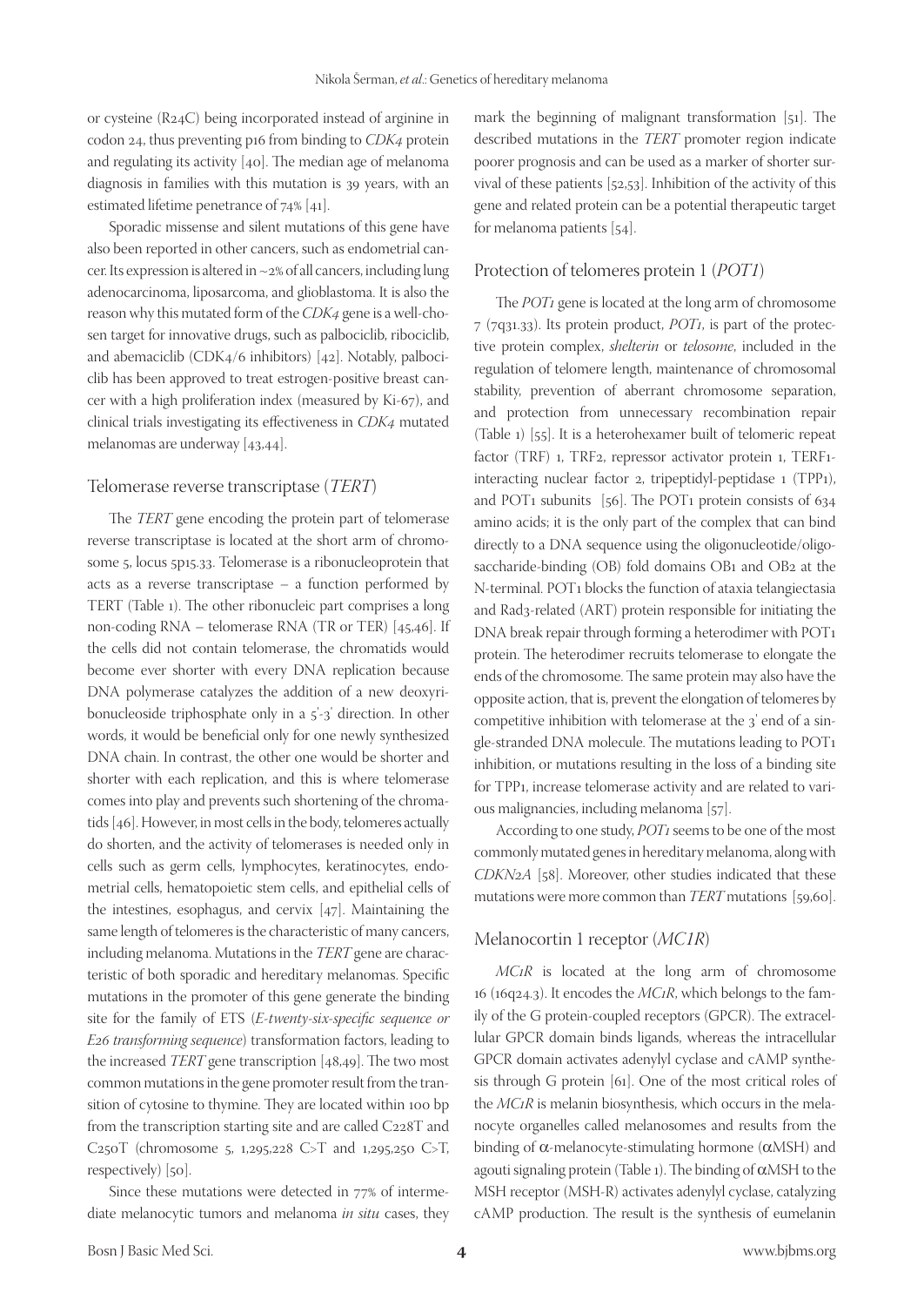or cysteine (R24C) being incorporated instead of arginine in codon 24, thus preventing p16 from binding to *CDK4* protein and regulating its activity [40]. The median age of melanoma diagnosis in families with this mutation is 39 years, with an estimated lifetime penetrance of 74% [41].

Sporadic missense and silent mutations of this gene have also been reported in other cancers, such as endometrial cancer. Its expression is altered in ~2% of all cancers, including lung adenocarcinoma, liposarcoma, and glioblastoma. It is also the reason why this mutated form of the *CDK4* gene is a well-chosen target for innovative drugs, such as palbociclib, ribociclib, and abemaciclib (CDK4/6 inhibitors) [42]. Notably, palbociclib has been approved to treat estrogen-positive breast cancer with a high proliferation index (measured by Ki-67), and clinical trials investigating its effectiveness in *CDK4* mutated melanomas are underway [43,44].

## Telomerase reverse transcriptase (*TERT*)

The *TERT* gene encoding the protein part of telomerase reverse transcriptase is located at the short arm of chromosome 5, locus 5p15.33. Telomerase is a ribonucleoprotein that acts as a reverse transcriptase – a function performed by TERT (Table 1). The other ribonucleic part comprises a long non-coding RNA – telomerase RNA (TR or TER) [45,46]. If the cells did not contain telomerase, the chromatids would become ever shorter with every DNA replication because DNA polymerase catalyzes the addition of a new deoxyribonucleoside triphosphate only in a 5'-3' direction. In other words, it would be beneficial only for one newly synthesized DNA chain. In contrast, the other one would be shorter and shorter with each replication, and this is where telomerase comes into play and prevents such shortening of the chromatids [46]. However, in most cells in the body, telomeres actually do shorten, and the activity of telomerases is needed only in cells such as germ cells, lymphocytes, keratinocytes, endometrial cells, hematopoietic stem cells, and epithelial cells of the intestines, esophagus, and cervix [47]. Maintaining the same length of telomeres is the characteristic of many cancers, including melanoma. Mutations in the *TERT* gene are characteristic of both sporadic and hereditary melanomas. Specific mutations in the promoter of this gene generate the binding site for the family of ETS (*E-twenty-six-specific sequence or E26 transforming sequence*) transformation factors, leading to the increased *TERT* gene transcription [48,49]. The two most common mutations in the gene promoter result from the transition of cytosine to thymine. They are located within 100 bp from the transcription starting site and are called C228T and C250T (chromosome 5, 1,295,228 C>T and 1,295,250 C>T, respectively) [50].

Since these mutations were detected in 77% of intermediate melanocytic tumors and melanoma *in situ* cases, they mark the beginning of malignant transformation [51]. The described mutations in the *TERT* promoter region indicate poorer prognosis and can be used as a marker of shorter survival of these patients [52,53]. Inhibition of the activity of this gene and related protein can be a potential therapeutic target for melanoma patients [54].

## Protection of telomeres protein 1 (*POT1*)

The *POT1* gene is located at the long arm of chromosome 7 (7q31.33). Its protein product, *POT1*, is part of the protective protein complex, *shelterin* or *telosome*, included in the regulation of telomere length, maintenance of chromosomal stability, prevention of aberrant chromosome separation, and protection from unnecessary recombination repair (Table 1) [55]. It is a heterohexamer built of telomeric repeat factor (TRF) 1, TRF2, repressor activator protein 1, TERF1-interacting nuclear factor 2, tripeptidyl-peptidase 1 (TPP1), and POT1 subunits [56]. The POT1 protein consists of 634 amino acids; it is the only part of the complex that can bind directly to a DNA sequence using the oligonucleotide/oligosaccharide-binding (OB) fold domains OB1 and OB2 at the N-terminal. POT1 blocks the function of ataxia telangiectasia and Rad3-related (ART) protein responsible for initiating the DNA break repair through forming a heterodimer with POT1 protein. The heterodimer recruits telomerase to elongate the ends of the chromosome. The same protein may also have the opposite action, that is, prevent the elongation of telomeres by competitive inhibition with telomerase at the 3' end of a single-stranded DNA molecule. The mutations leading to POT1 inhibition, or mutations resulting in the loss of a binding site for TPP1, increase telomerase activity and are related to various malignancies, including melanoma [57].

According to one study, *POT1* seems to be one of the most commonly mutated genes in hereditary melanoma, along with *CDKN2A* [58]. Moreover, other studies indicated that these mutations were more common than *TERT* mutations [59,60].

## Melanocortin 1 receptor (*MC1R*)

*MC1R* is located at the long arm of chromosome 16 (16q24.3). It encodes the *MC1R*, which belongs to the family of the G protein-coupled receptors (GPCR). The extracellular GPCR domain binds ligands, whereas the intracellular GPCR domain activates adenylyl cyclase and cAMP synthesis through G protein [61]. One of the most critical roles of the *MC1R* is melanin biosynthesis, which occurs in the melanocyte organelles called melanosomes and results from the binding of $\alpha$-melanocyte-stimulating hormone ($\alpha$MSH) and agouti signaling protein (Table 1). The binding of $\alpha$MSH to the MSH receptor (MSH-R) activates adenylyl cyclase, catalyzing cAMP production. The result is the synthesis of eumelanin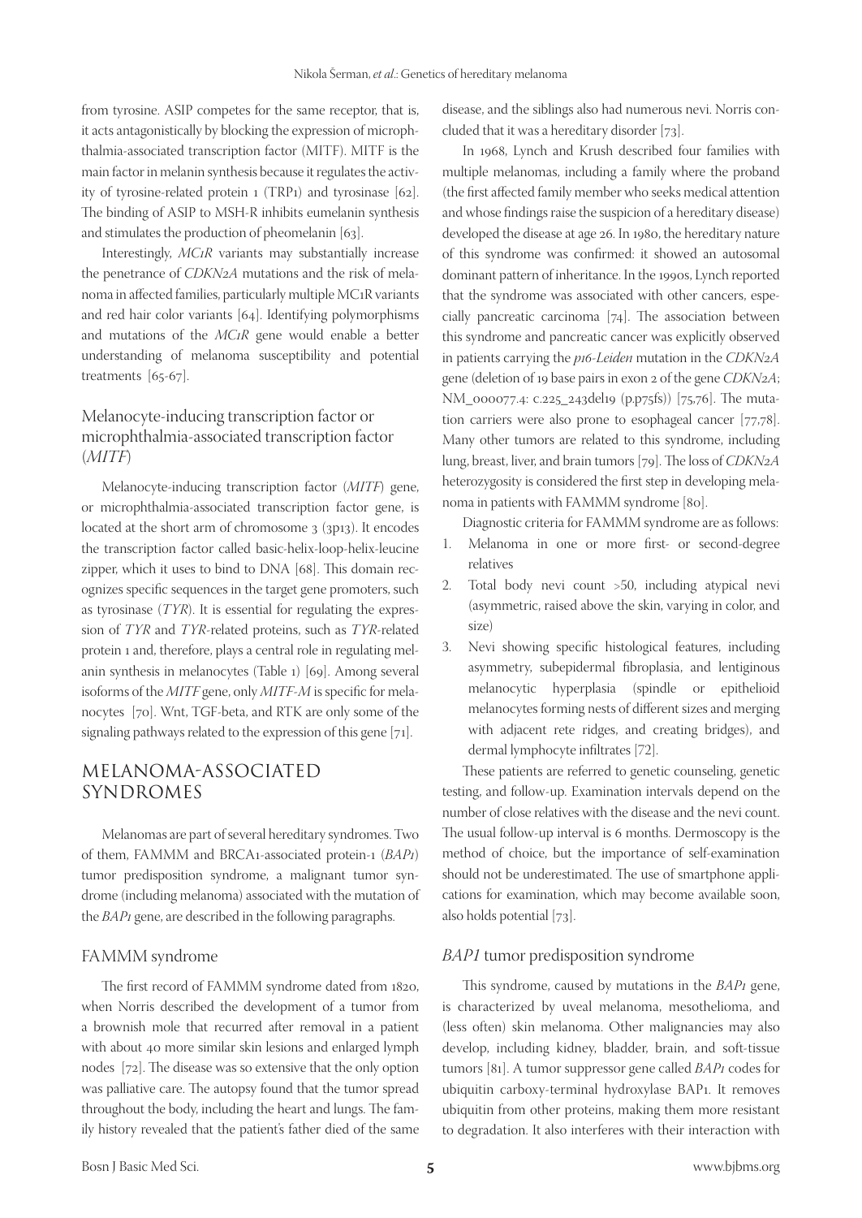from tyrosine. ASIP competes for the same receptor, that is, it acts antagonistically by blocking the expression of microphthalmia-associated transcription factor (MITF). MITF is the main factor in melanin synthesis because it regulates the activity of tyrosine-related protein 1 (TRP1) and tyrosinase [62]. The binding of ASIP to MSH-R inhibits eumelanin synthesis and stimulates the production of pheomelanin [63].

Interestingly, *MC1R* variants may substantially increase the penetrance of *CDKN2A* mutations and the risk of melanoma in affected families, particularly multiple MC1R variants and red hair color variants [64]. Identifying polymorphisms and mutations of the *MC1R* gene would enable a better understanding of melanoma susceptibility and potential treatments [65-67].

### Melanocyte-inducing transcription factor or microphthalmia-associated transcription factor (*MITF*)

Melanocyte-inducing transcription factor (*MITF*) gene, or microphthalmia-associated transcription factor gene, is located at the short arm of chromosome 3 (3p13). It encodes the transcription factor called basic-helix-loop-helix-leucine zipper, which it uses to bind to DNA [68]. This domain recognizes specific sequences in the target gene promoters, such as tyrosinase (*TYR*). It is essential for regulating the expression of *TYR* and *TYR*-related proteins, such as *TYR*-related protein 1 and, therefore, plays a central role in regulating melanin synthesis in melanocytes (Table 1) [69]. Among several isoforms of the *MITF* gene, only *MITF-M* is specific for melanocytes [70]. Wnt, TGF-beta, and RTK are only some of the signaling pathways related to the expression of this gene [71].

## MELANOMA-ASSOCIATED SYNDROMES

Melanomas are part of several hereditary syndromes. Two of them, FAMMM and BRCA1-associated protein-1 (*BAP1*) tumor predisposition syndrome, a malignant tumor syndrome (including melanoma) associated with the mutation of the *BAP1* gene, are described in the following paragraphs.

### FAMMM syndrome

The first record of FAMMM syndrome dated from 1820, when Norris described the development of a tumor from a brownish mole that recurred after removal in a patient with about 40 more similar skin lesions and enlarged lymph nodes [72]. The disease was so extensive that the only option was palliative care. The autopsy found that the tumor spread throughout the body, including the heart and lungs. The family history revealed that the patient's father died of the same disease, and the siblings also had numerous nevi. Norris concluded that it was a hereditary disorder [73].

In 1968, Lynch and Krush described four families with multiple melanomas, including a family where the proband (the first affected family member who seeks medical attention and whose findings raise the suspicion of a hereditary disease) developed the disease at age 26. In 1980, the hereditary nature of this syndrome was confirmed: it showed an autosomal dominant pattern of inheritance. In the 1990s, Lynch reported that the syndrome was associated with other cancers, especially pancreatic carcinoma [74]. The association between this syndrome and pancreatic cancer was explicitly observed in patients carrying the *p16-Leiden* mutation in the *CDKN2A* gene (deletion of 19 base pairs in exon 2 of the gene *CDKN2A*; NM_000077.4: c.225_243del19 (p.p75fs)) [75,76]. The mutation carriers were also prone to esophageal cancer [77,78]. Many other tumors are related to this syndrome, including lung, breast, liver, and brain tumors [79]. The loss of *CDKN2A* heterozygosity is considered the first step in developing melanoma in patients with FAMMM syndrome [80].

Diagnostic criteria for FAMMM syndrome are as follows:

1. Melanoma in one or more first- or second-degree relatives
2. Total body nevi count >50, including atypical nevi (asymmetric, raised above the skin, varying in color, and size)
3. Nevi showing specific histological features, including asymmetry, subepidermal fibroplasia, and lentiginous melanocytic hyperplasia (spindle or epithelioid melanocytes forming nests of different sizes and merging with adjacent rete ridges, and creating bridges), and dermal lymphocyte infiltrates [72].

These patients are referred to genetic counseling, genetic testing, and follow-up. Examination intervals depend on the number of close relatives with the disease and the nevi count. The usual follow-up interval is 6 months. Dermoscopy is the method of choice, but the importance of self-examination should not be underestimated. The use of smartphone applications for examination, which may become available soon, also holds potential [73].

### *BAP1* tumor predisposition syndrome

This syndrome, caused by mutations in the *BAP1* gene, is characterized by uveal melanoma, mesothelioma, and (less often) skin melanoma. Other malignancies may also develop, including kidney, bladder, brain, and soft-tissue tumors [81]. A tumor suppressor gene called *BAP1* codes for ubiquitin carboxy-terminal hydroxylase BAP1. It removes ubiquitin from other proteins, making them more resistant to degradation. It also interferes with their interaction with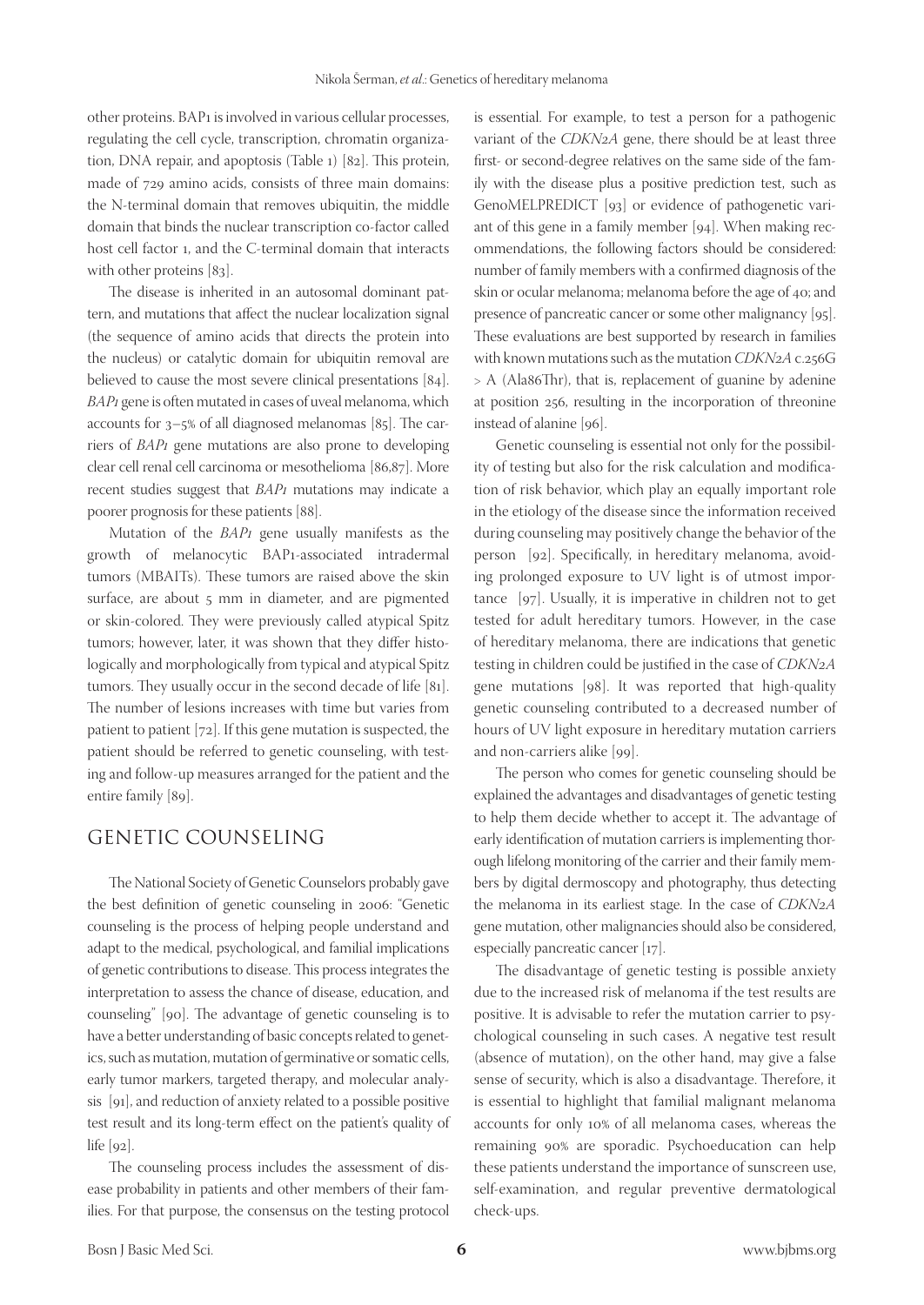other proteins. BAP1 is involved in various cellular processes, regulating the cell cycle, transcription, chromatin organization, DNA repair, and apoptosis (Table 1) [82]. This protein, made of 729 amino acids, consists of three main domains: the N-terminal domain that removes ubiquitin, the middle domain that binds the nuclear transcription co-factor called host cell factor 1, and the C-terminal domain that interacts with other proteins [83].

The disease is inherited in an autosomal dominant pattern, and mutations that affect the nuclear localization signal (the sequence of amino acids that directs the protein into the nucleus) or catalytic domain for ubiquitin removal are believed to cause the most severe clinical presentations [84]. *BAP1* gene is often mutated in cases of uveal melanoma, which accounts for 3–5% of all diagnosed melanomas [85]. The carriers of *BAP1* gene mutations are also prone to developing clear cell renal cell carcinoma or mesothelioma [86,87]. More recent studies suggest that *BAP1* mutations may indicate a poorer prognosis for these patients [88].

Mutation of the *BAP1* gene usually manifests as the growth of melanocytic BAP1-associated intradermal tumors (MBAITs). These tumors are raised above the skin surface, are about 5 mm in diameter, and are pigmented or skin-colored. They were previously called atypical Spitz tumors; however, later, it was shown that they differ histologically and morphologically from typical and atypical Spitz tumors. They usually occur in the second decade of life [81]. The number of lesions increases with time but varies from patient to patient [72]. If this gene mutation is suspected, the patient should be referred to genetic counseling, with testing and follow-up measures arranged for the patient and the entire family [89].

## GENETIC COUNSELING

The National Society of Genetic Counselors probably gave the best definition of genetic counseling in 2006: "Genetic counseling is the process of helping people understand and adapt to the medical, psychological, and familial implications of genetic contributions to disease. This process integrates the interpretation to assess the chance of disease, education, and counseling" [90]. The advantage of genetic counseling is to have a better understanding of basic concepts related to genetics, such as mutation, mutation of germinative or somatic cells, early tumor markers, targeted therapy, and molecular analysis [91], and reduction of anxiety related to a possible positive test result and its long-term effect on the patient's quality of life [92].

The counseling process includes the assessment of disease probability in patients and other members of their families. For that purpose, the consensus on the testing protocol is essential. For example, to test a person for a pathogenic variant of the *CDKN2A* gene, there should be at least three first- or second-degree relatives on the same side of the family with the disease plus a positive prediction test, such as GenoMELPREDICT [93] or evidence of pathogenetic variant of this gene in a family member [94]. When making recommendations, the following factors should be considered: number of family members with a confirmed diagnosis of the skin or ocular melanoma; melanoma before the age of 40; and presence of pancreatic cancer or some other malignancy [95]. These evaluations are best supported by research in families with known mutations such as the mutation *CDKN2A* c.256G > A (Ala86Thr), that is, replacement of guanine by adenine at position 256, resulting in the incorporation of threonine instead of alanine [96].

Genetic counseling is essential not only for the possibility of testing but also for the risk calculation and modification of risk behavior, which play an equally important role in the etiology of the disease since the information received during counseling may positively change the behavior of the person [92]. Specifically, in hereditary melanoma, avoiding prolonged exposure to UV light is of utmost importance [97]. Usually, it is imperative in children not to get tested for adult hereditary tumors. However, in the case of hereditary melanoma, there are indications that genetic testing in children could be justified in the case of *CDKN2A* gene mutations [98]. It was reported that high-quality genetic counseling contributed to a decreased number of hours of UV light exposure in hereditary mutation carriers and non-carriers alike [99].

The person who comes for genetic counseling should be explained the advantages and disadvantages of genetic testing to help them decide whether to accept it. The advantage of early identification of mutation carriers is implementing thorough lifelong monitoring of the carrier and their family members by digital dermoscopy and photography, thus detecting the melanoma in its earliest stage. In the case of *CDKN2A* gene mutation, other malignancies should also be considered, especially pancreatic cancer [17].

The disadvantage of genetic testing is possible anxiety due to the increased risk of melanoma if the test results are positive. It is advisable to refer the mutation carrier to psychological counseling in such cases. A negative test result (absence of mutation), on the other hand, may give a false sense of security, which is also a disadvantage. Therefore, it is essential to highlight that familial malignant melanoma accounts for only 10% of all melanoma cases, whereas the remaining 90% are sporadic. Psychoeducation can help these patients understand the importance of sunscreen use, self-examination, and regular preventive dermatological check-ups.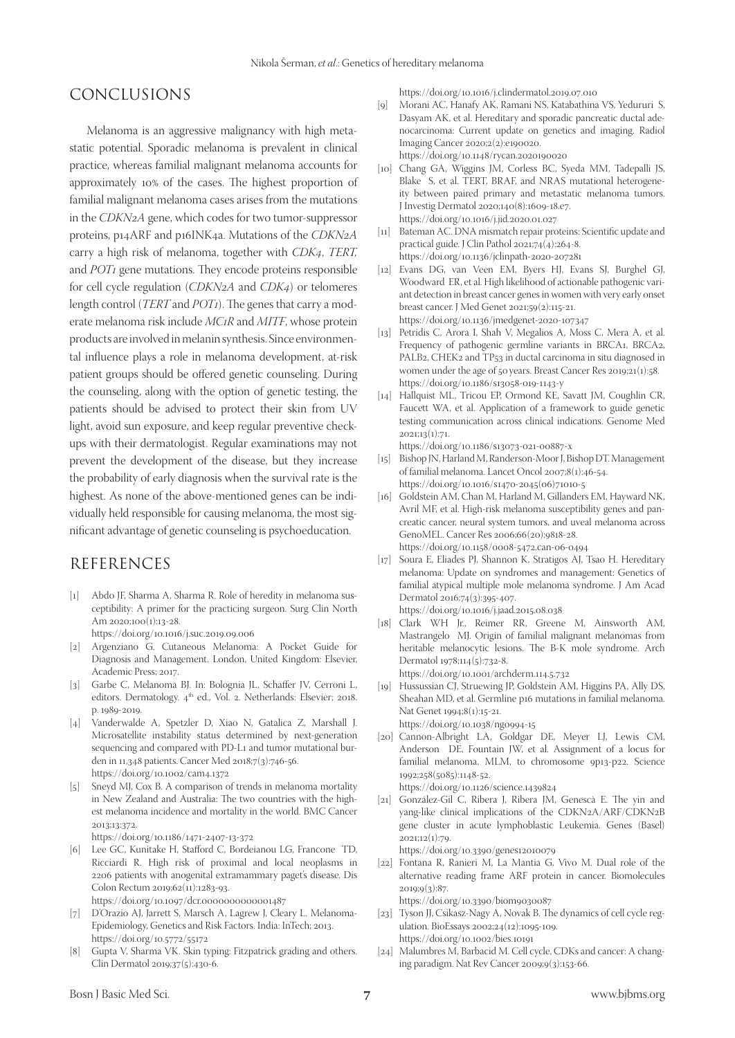## CONCLUSIONS

Melanoma is an aggressive malignancy with high metastatic potential. Sporadic melanoma is prevalent in clinical practice, whereas familial malignant melanoma accounts for approximately 10% of the cases. The highest proportion of familial malignant melanoma cases arises from the mutations in the *CDKN2A* gene, which codes for two tumor-suppressor proteins, p14ARF and p16INK4a. Mutations of the *CDKN2A* carry a high risk of melanoma, together with *CDK4*, *TERT*, and *POT1* gene mutations. They encode proteins responsible for cell cycle regulation (*CDKN2A* and *CDK4*) or telomeres length control (*TERT* and *POT1*). The genes that carry a moderate melanoma risk include *MC1R* and *MITF*, whose protein products are involved in melanin synthesis. Since environmental influence plays a role in melanoma development, at-risk patient groups should be offered genetic counseling. During the counseling, along with the option of genetic testing, the patients should be advised to protect their skin from UV light, avoid sun exposure, and keep regular preventive check-ups with their dermatologist. Regular examinations may not prevent the development of the disease, but they increase the probability of early diagnosis when the survival rate is the highest. As none of the above-mentioned genes can be individually held responsible for causing melanoma, the most significant advantage of genetic counseling is psychoeducation.

## REFERENCES

[1] Abdo JF, Sharma A, Sharma R. Role of heredity in melanoma susceptibility: A primer for the practicing surgeon. Surg Clin North Am 2020;100(1):13-28. https://doi.org/10.1016/j.suc.2019.09.006

[2] Argenziano G. Cutaneous Melanoma: A Pocket Guide for Diagnosis and Management. London, United Kingdom: Elsevier, Academic Press; 2017.

[3] Garbe C, Melanoma BJ. In: Bolognia JL, Schaffer JV, Cerroni L, editors. Dermatology. 4th ed., Vol. 2. Netherlands: Elsevier; 2018. p. 1989-2019.

[4] Vanderwalde A, Spetzler D, Xiao N, Gatalica Z, Marshall J. Microsatellite instability status determined by next-generation sequencing and compared with PD-L1 and tumor mutational burden in 11,348 patients. Cancer Med 2018;7(3):746-56. https://doi.org/10.1002/cam4.1372

[5] Sneyd MJ, Cox B. A comparison of trends in melanoma mortality in New Zealand and Australia: The two countries with the highest melanoma incidence and mortality in the world. BMC Cancer 2013;13:372. https://doi.org/10.1186/1471-2407-13-372

[6] Lee GC, Kunitake H, Stafford C, Bordeianou LG, Francone TD, Ricciardi R. High risk of proximal and local neoplasms in 2206 patients with anogenital extramammary paget's disease. Dis Colon Rectum 2019;62(11):1283-93. https://doi.org/10.1097/dcr.0000000000001487

[7] D'Orazio AJ, Jarrett S, Marsch A, Lagrew J, Cleary L. Melanoma-Epidemiology, Genetics and Risk Factors. India: InTech; 2013. https://doi.org/10.5772/55172

[8] Gupta V, Sharma VK. Skin typing: Fitzpatrick grading and others. Clin Dermatol 2019;37(5):430-6. https://doi.org/10.1016/j.clindermatol.2019.07.010

[9] Morani AC, Hanafy AK, Ramani NS, Katabathina VS, Yedururi S, Dasyam AK, et al. Hereditary and sporadic pancreatic ductal adenocarcinoma: Current update on genetics and imaging. Radiol Imaging Cancer 2020;2(2):e190020. https://doi.org/10.1148/rycan.2020190020

[10] Chang GA, Wiggins JM, Corless BC, Syeda MM, Tadepalli JS, Blake S, et al. TERT, BRAF, and NRAS mutational heterogeneity between paired primary and metastatic melanoma tumors. J Investig Dermatol 2020;140(8):1609-18.e7. https://doi.org/10.1016/j.jid.2020.01.027

[11] Bateman AC. DNA mismatch repair proteins: Scientific update and practical guide. J Clin Pathol 2021;74(4):264-8. https://doi.org/10.1136/jclinpath-2020-207281

[12] Evans DG, van Veen EM, Byers HJ, Evans SJ, Burghel GJ, Woodward ER, et al. High likelihood of actionable pathogenic variant detection in breast cancer genes in women with very early onset breast cancer. J Med Genet 2021;59(2):115-21. https://doi.org/10.1136/jmedgenet-2020-107347

[13] Petridis C, Arora I, Shah V, Megalios A, Moss C, Mera A, et al. Frequency of pathogenic germline variants in BRCA1, BRCA2, PALB2, CHEK2 and TP53 in ductal carcinoma in situ diagnosed in women under the age of 50 years. Breast Cancer Res 2019;21(1):58. https://doi.org/10.1186/s13058-019-1143-y

[14] Hallquist ML, Tricou EP, Ormond KE, Savatt JM, Coughlin CR, Faucett WA, et al. Application of a framework to guide genetic testing communication across clinical indications. Genome Med 2021;13(1):71. https://doi.org/10.1186/s13073-021-00887-x

[15] Bishop JN, Harland M, Randerson-Moor J, Bishop DT. Management of familial melanoma. Lancet Oncol 2007;8(1):46-54. https://doi.org/10.1016/s1470-2045(06)71010-5

[16] Goldstein AM, Chan M, Harland M, Gillanders EM, Hayward NK, Avril MF, et al. High-risk melanoma susceptibility genes and pancreatic cancer, neural system tumors, and uveal melanoma across GenoMEL. Cancer Res 2006;66(20):9818-28. https://doi.org/10.1158/0008-5472.can-06-0494

[17] Soura E, Eliades PJ, Shannon K, Stratigos AJ, Tsao H. Hereditary melanoma: Update on syndromes and management: Genetics of familial atypical multiple mole melanoma syndrome. J Am Acad Dermatol 2016;74(3):395-407. https://doi.org/10.1016/j.jaad.2015.08.038

[18] Clark WH Jr., Reimer RR, Greene M, Ainsworth AM, Mastrangelo MJ. Origin of familial malignant melanomas from heritable melanocytic lesions. The B-K mole syndrome. Arch Dermatol 1978;114(5):732-8. https://doi.org/10.1001/archderm.114.5.732

[19] Hussussian CJ, Struewing JP, Goldstein AM, Higgins PA, Ally DS, Sheahan MD, et al. Germline p16 mutations in familial melanoma. Nat Genet 1994;8(1):15-21. https://doi.org/10.1038/ng0994-15

[20] Cannon-Albright LA, Goldgar DE, Meyer LJ, Lewis CM, Anderson DE, Fountain JW, et al. Assignment of a locus for familial melanoma, MLM, to chromosome 9p13-p22. Science 1992;258(5085):1148-52. https://doi.org/10.1126/science.1439824

[21] González-Gil C, Ribera J, Ribera JM, Genescà E. The yin and yang-like clinical implications of the CDKN2A/ARF/CDKN2B gene cluster in acute lymphoblastic Leukemia. Genes (Basel) 2021;12(1):79. https://doi.org/10.3390/genes12010079

[22] Fontana R, Ranieri M, La Mantia G, Vivo M. Dual role of the alternative reading frame ARF protein in cancer. Biomolecules 2019;9(3):87. https://doi.org/10.3390/biom9030087

[23] Tyson JJ, Csikasz-Nagy A, Novak B. The dynamics of cell cycle regulation. BioEssays 2002;24(12):1095-109. https://doi.org/10.1002/bies.10191

[24] Malumbres M, Barbacid M. Cell cycle, CDKs and cancer: A changing paradigm. Nat Rev Cancer 2009;9(3):153-66.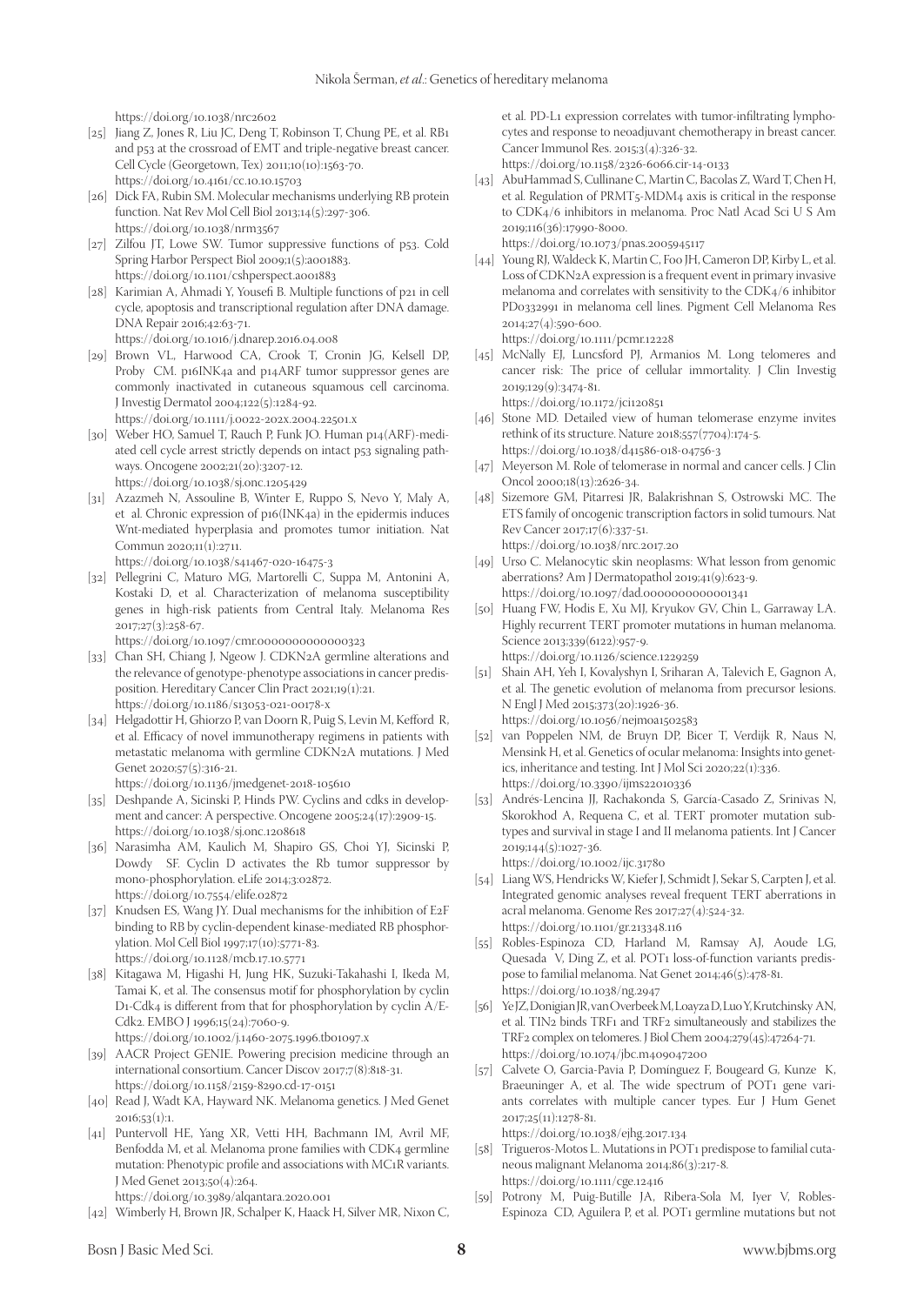https://doi.org/10.1038/nrc2602

[25] Jiang Z, Jones R, Liu JC, Deng T, Robinson T, Chung PE, et al. RB1 and p53 at the crossroad of EMT and triple-negative breast cancer. Cell Cycle (Georgetown, Tex) 2011;10(10):1563-70. https://doi.org/10.4161/cc.10.10.15703

[26] Dick FA, Rubin SM. Molecular mechanisms underlying RB protein function. Nat Rev Mol Cell Biol 2013;14(5):297-306. https://doi.org/10.1038/nrm3567

[27] Zilfou JT, Lowe SW. Tumor suppressive functions of p53. Cold Spring Harbor Perspect Biol 2009;1(5):a001883. https://doi.org/10.1101/cshperspect.a001883

[28] Karimian A, Ahmadi Y, Yousefi B. Multiple functions of p21 in cell cycle, apoptosis and transcriptional regulation after DNA damage. DNA Repair 2016;42:63-71. https://doi.org/10.1016/j.dnarep.2016.04.008

[29] Brown VL, Harwood CA, Crook T, Cronin JG, Kelsell DP, Proby CM. p16INK4a and p14ARF tumor suppressor genes are commonly inactivated in cutaneous squamous cell carcinoma. J Investig Dermatol 2004;122(5):1284-92. https://doi.org/10.1111/j.0022-202X.2004.22501.x

[30] Weber HO, Samuel T, Rauch P, Funk JO. Human p14(ARF)-mediated cell cycle arrest strictly depends on intact p53 signaling pathways. Oncogene 2002;21(20):3207-12. https://doi.org/10.1038/sj.onc.1205429

[31] Azazmeh N, Assouline B, Winter E, Ruppo S, Nevo Y, Maly A, et al. Chronic expression of p16(INK4a) in the epidermis induces Wnt-mediated hyperplasia and promotes tumor initiation. Nat Commun 2020;11(1):2711. https://doi.org/10.1038/s41467-020-16475-3

[32] Pellegrini C, Maturo MG, Martorelli C, Suppa M, Antonini A, Kostaki D, et al. Characterization of melanoma susceptibility genes in high-risk patients from Central Italy. Melanoma Res 2017;27(3):258-67. https://doi.org/10.1097/cmr.0000000000000323

[33] Chan SH, Chiang J, Ngeow J. CDKN2A germline alterations and the relevance of genotype-phenotype associations in cancer predisposition. Hereditary Cancer Clin Pract 2021;19(1):21. https://doi.org/10.1186/s13053-021-00178-x

[34] Helgadottir H, Ghiorzo P, van Doorn R, Puig S, Levin M, Kefford R, et al. Efficacy of novel immunotherapy regimens in patients with metastatic melanoma with germline CDKN2A mutations. J Med Genet 2020;57(5):316-21. https://doi.org/10.1136/jmedgenet-2018-105610

[35] Deshpande A, Sicinski P, Hinds PW. Cyclins and cdks in development and cancer: A perspective. Oncogene 2005;24(17):2909-15. https://doi.org/10.1038/sj.onc.1208618

[36] Narasimha AM, Kaulich M, Shapiro GS, Choi YJ, Sicinski P, Dowdy SF. Cyclin D activates the Rb tumor suppressor by mono-phosphorylation. eLife 2014;3:e02872. https://doi.org/10.7554/elife.02872

[37] Knudsen ES, Wang JY. Dual mechanisms for the inhibition of E2F binding to RB by cyclin-dependent kinase-mediated RB phosphorylation. Mol Cell Biol 1997;17(10):5771-83. https://doi.org/10.1128/mcb.17.10.5771

[38] Kitagawa M, Higashi H, Jung HK, Suzuki-Takahashi I, Ikeda M, Tamai K, et al. The consensus motif for phosphorylation by cyclin D1-Cdk4 is different from that for phosphorylation by cyclin A/E-Cdk2. EMBO J 1996;15(24):7060-9. https://doi.org/10.1002/j.1460-2075.1996.tb01097.x

[39] AACR Project GENIE. Powering precision medicine through an international consortium. Cancer Discov 2017;7(8):818-31. https://doi.org/10.1158/2159-8290.cd-17-0151

[40] Read J, Wadt KA, Hayward NK. Melanoma genetics. J Med Genet 2016;53(1):1.

[41] Puntervoll HE, Yang XR, Vetti HH, Bachmann IM, Avril MF, Benfodda M, et al. Melanoma prone families with CDK4 germline mutation: Phenotypic profile and associations with MC1R variants. J Med Genet 2013;50(4):264. https://doi.org/10.3989/alqantara.2020.001

[42] Wimberly H, Brown JR, Schalper K, Haack H, Silver MR, Nixon C, et al. PD-L1 expression correlates with tumor-infiltrating lymphocytes and response to neoadjuvant chemotherapy in breast cancer. Cancer Immunol Res. 2015;3(4):326-32. https://doi.org/10.1158/2326-6066.cir-14-0133

[43] AbuHammad S, Cullinane C, Martin C, Bacolas Z, Ward T, Chen H, et al. Regulation of PRMT5-MDM4 axis is critical in the response to CDK4/6 inhibitors in melanoma. Proc Natl Acad Sci U S Am 2019;116(36):17990-8000. https://doi.org/10.1073/pnas.2005945117

[44] Young RJ, Waldeck K, Martin C, Foo JH, Cameron DP, Kirby L, et al. Loss of CDKN2A expression is a frequent event in primary invasive melanoma and correlates with sensitivity to the CDK4/6 inhibitor PD0332991 in melanoma cell lines. Pigment Cell Melanoma Res 2014;27(4):590-600. https://doi.org/10.1111/pcmr.12228

[45] McNally EJ, Luncsford PJ, Armanios M. Long telomeres and cancer risk: The price of cellular immortality. J Clin Investig 2019;129(9):3474-81. https://doi.org/10.1172/jci120851

[46] Stone MD. Detailed view of human telomerase enzyme invites rethink of its structure. Nature 2018;557(7704):174-5. https://doi.org/10.1038/d41586-018-04756-3

[47] Meyerson M. Role of telomerase in normal and cancer cells. J Clin Oncol 2000;18(13):2626-34.

[48] Sizemore GM, Pitarresi JR, Balakrishnan S, Ostrowski MC. The ETS family of oncogenic transcription factors in solid tumours. Nat Rev Cancer 2017;17(6):337-51. https://doi.org/10.1038/nrc.2017.20

[49] Urso C. Melanocytic skin neoplasms: What lesson from genomic aberrations? Am J Dermatopathol 2019;41(9):623-9. https://doi.org/10.1097/dad.0000000000001341

[50] Huang FW, Hodis E, Xu MJ, Kryukov GV, Chin L, Garraway LA. Highly recurrent TERT promoter mutations in human melanoma. Science 2013;339(6122):957-9. https://doi.org/10.1126/science.1229259

[51] Shain AH, Yeh I, Kovalyshyn I, Sriharan A, Talevich E, Gagnon A, et al. The genetic evolution of melanoma from precursor lesions. N Engl J Med 2015;373(20):1926-36. https://doi.org/10.1056/nejmoa1502583

[52] van Poppelen NM, de Bruyn DP, Bicer T, Verdijk R, Naus N, Mensink H, et al. Genetics of ocular melanoma: Insights into genetics, inheritance and testing. Int J Mol Sci 2020;22(1):336. https://doi.org/10.3390/ijms22010336

[53] Andrés-Lencina JJ, Rachakonda S, García-Casado Z, Srinivas N, Skorokhod A, Requena C, et al. TERT promoter mutation subtypes and survival in stage I and II melanoma patients. Int J Cancer 2019;144(5):1027-36. https://doi.org/10.1002/ijc.31780

[54] Liang WS, Hendricks W, Kiefer J, Schmidt J, Sekar S, Carpten J, et al. Integrated genomic analyses reveal frequent TERT aberrations in acral melanoma. Genome Res 2017;27(4):524-32. https://doi.org/10.1101/gr.213348.116

[55] Robles-Espinoza CD, Harland M, Ramsay AJ, Aoude LG, Quesada V, Ding Z, et al. POT1 loss-of-function variants predispose to familial melanoma. Nat Genet 2014;46(5):478-81. https://doi.org/10.1038/ng.2947

[56] Ye JZ, Donigian JR, van Overbeek M, Loayza D, Luo Y, Krutchinsky AN, et al. TIN2 binds TRF1 and TRF2 simultaneously and stabilizes the TRF2 complex on telomeres. J Biol Chem 2004;279(45):47264-71. https://doi.org/10.1074/jbc.m409047200

[57] Calvete O, Garcia-Pavia P, Domínguez F, Bougeard G, Kunze K, Braeuninger A, et al. The wide spectrum of POT1 gene variants correlates with multiple cancer types. Eur J Hum Genet 2017;25(11):1278-81. https://doi.org/10.1038/ejhg.2017.134

[58] Trigueros-Motos L. Mutations in POT1 predispose to familial cutaneous malignant Melanoma 2014;86(3):217-8. https://doi.org/10.1111/cge.12416

[59] Potrony M, Puig-Butille JA, Ribera-Sola M, Iyer V, Robles-Espinoza CD, Aguilera P, et al. POT1 germline mutations but not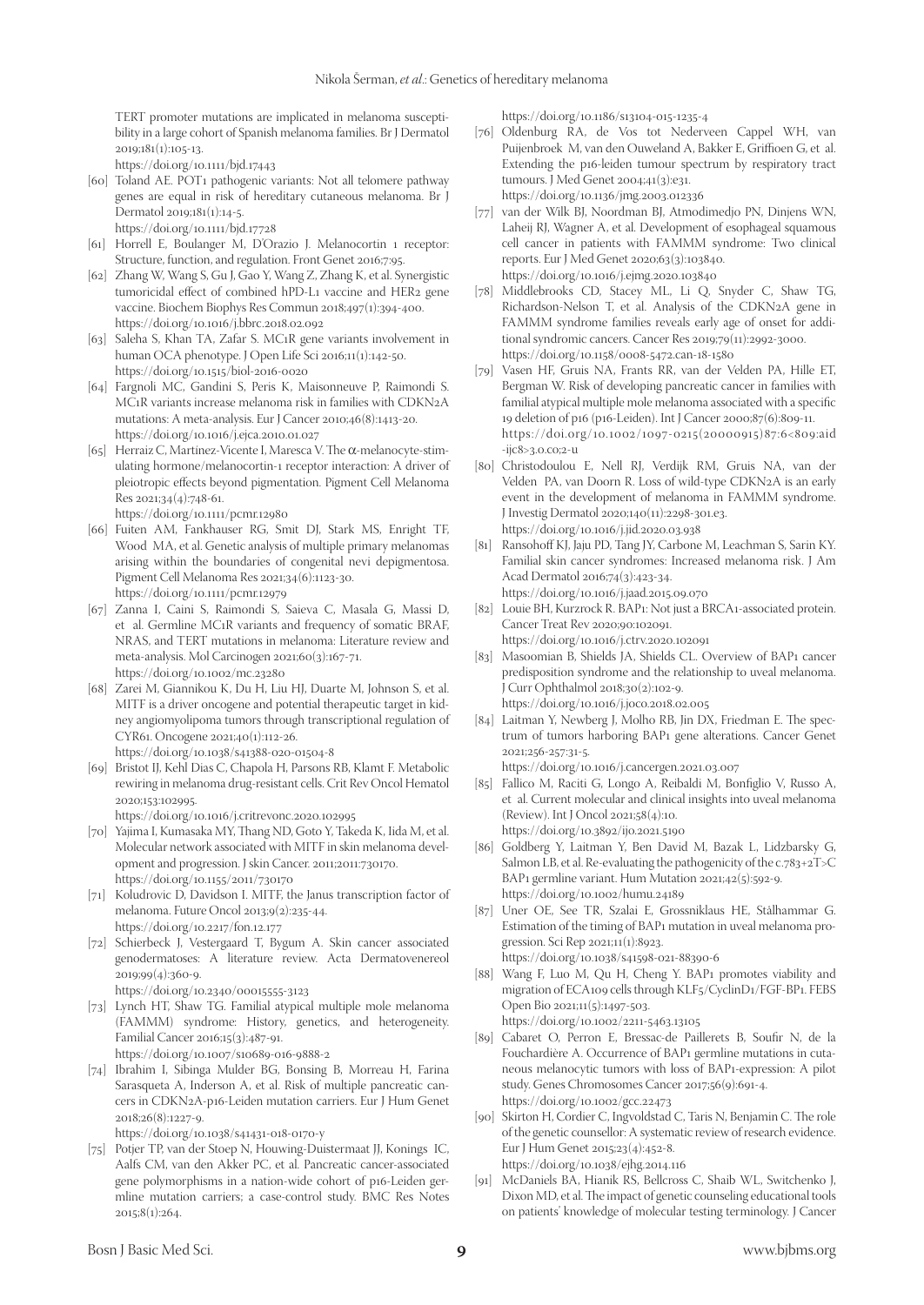TERT promoter mutations are implicated in melanoma susceptibility in a large cohort of Spanish melanoma families. Br J Dermatol 2019;181(1):105-13.
https://doi.org/10.1111/bjd.17443

[60] Toland AE. POT1 pathogenic variants: Not all telomere pathway genes are equal in risk of hereditary cutaneous melanoma. Br J Dermatol 2019;181(1):14-5.
https://doi.org/10.1111/bjd.17728

[61] Horrell E, Boulanger M, D'Orazio J. Melanocortin 1 receptor: Structure, function, and regulation. Front Genet 2016;7:95.

[62] Zhang W, Wang S, Gu J, Gao Y, Wang Z, Zhang K, et al. Synergistic tumoricidal effect of combined hPD-L1 vaccine and HER2 gene vaccine. Biochem Biophys Res Commun 2018;497(1):394-400.
https://doi.org/10.1016/j.bbrc.2018.02.092

[63] Saleha S, Khan TA, Zafar S. MC1R gene variants involvement in human OCA phenotype. J Open Life Sci 2016;11(1):142-50.
https://doi.org/10.1515/biol-2016-0020

[64] Fargnoli MC, Gandini S, Peris K, Maisonneuve P, Raimondi S. MC1R variants increase melanoma risk in families with CDKN2A mutations: A meta-analysis. Eur J Cancer 2010;46(8):1413-20.
https://doi.org/10.1016/j.ejca.2010.01.027

[65] Herraiz C, Martínez-Vicente I, Maresca V. The α-melanocyte-stimulating hormone/melanocortin-1 receptor interaction: A driver of pleiotropic effects beyond pigmentation. Pigment Cell Melanoma Res 2021;34(4):748-61.
https://doi.org/10.1111/pcmr.12980

[66] Fuiten AM, Fankhauser RG, Smit DJ, Stark MS, Enright TF, Wood MA, et al. Genetic analysis of multiple primary melanomas arising within the boundaries of congenital nevi depigmentosa. Pigment Cell Melanoma Res 2021;34(6):1123-30.
https://doi.org/10.1111/pcmr.12979

[67] Zanna I, Caini S, Raimondi S, Saieva C, Masala G, Massi D, et al. Germline MC1R variants and frequency of somatic BRAF, NRAS, and TERT mutations in melanoma: Literature review and meta-analysis. Mol Carcinogen 2021;60(3):167-71.
https://doi.org/10.1002/mc.23280

[68] Zarei M, Giannikou K, Du H, Liu HJ, Duarte M, Johnson S, et al. MITF is a driver oncogene and potential therapeutic target in kidney angiomyolipoma tumors through transcriptional regulation of CYR61. Oncogene 2021;40(1):112-26.
https://doi.org/10.1038/s41388-020-01504-8

[69] Bristot IJ, Kehl Dias C, Chapola H, Parsons RB, Klamt F. Metabolic rewiring in melanoma drug-resistant cells. Crit Rev Oncol Hematol 2020;153:102995.
https://doi.org/10.1016/j.critrevonc.2020.102995

[70] Yajima I, Kumasaka MY, Thang ND, Goto Y, Takeda K, Iida M, et al. Molecular network associated with MITF in skin melanoma development and progression. J skin Cancer. 2011;2011:730170.
https://doi.org/10.1155/2011/730170

[71] Koludrovic D, Davidson I. MITF, the Janus transcription factor of melanoma. Future Oncol 2013;9(2):235-44.
https://doi.org/10.2217/fon.12.177

[72] Schierbeck J, Vestergaard T, Bygum A. Skin cancer associated genodermatoses: A literature review. Acta Dermatovenereol 2019;99(4):360-9.
https://doi.org/10.2340/00015555-3123

[73] Lynch HT, Shaw TG. Familial atypical multiple mole melanoma (FAMMM) syndrome: History, genetics, and heterogeneity. Familial Cancer 2016;15(3):487-91.
https://doi.org/10.1007/s10689-016-9888-2

[74] Ibrahim I, Sibinga Mulder BG, Bonsing B, Morreau H, Farina Sarasqueta A, Inderson A, et al. Risk of multiple pancreatic cancers in CDKN2A-p16-Leiden mutation carriers. Eur J Hum Genet 2018;26(8):1227-9.
https://doi.org/10.1038/s41431-018-0170-y

[75] Potjer TP, van der Stoep N, Houwing-Duistermaat JJ, Konings IC, Aalfs CM, van den Akker PC, et al. Pancreatic cancer-associated gene polymorphisms in a nation-wide cohort of p16-Leiden germline mutation carriers; a case-control study. BMC Res Notes 2015;8(1):264.
https://doi.org/10.1186/s13104-015-1235-4

[76] Oldenburg RA, de Vos tot Nederveen Cappel WH, van Puijenbroek M, van den Ouweland A, Bakker E, Griffioen G, et al. Extending the p16-leiden tumour spectrum by respiratory tract tumours. J Med Genet 2004;41(3):e31.
https://doi.org/10.1136/jmg.2003.012336

[77] van der Wilk BJ, Noordman BJ, Atmodimedjo PN, Dinjens WN, Laheij RJ, Wagner A, et al. Development of esophageal squamous cell cancer in patients with FAMMM syndrome: Two clinical reports. Eur J Med Genet 2020;63(3):103840.
https://doi.org/10.1016/j.ejmg.2020.103840

[78] Middlebrooks CD, Stacey ML, Li Q, Snyder C, Shaw TG, Richardson-Nelson T, et al. Analysis of the CDKN2A gene in FAMMM syndrome families reveals early age of onset for additional syndromic cancers. Cancer Res 2019;79(11):2992-3000.
https://doi.org/10.1158/0008-5472.can-18-1580

[79] Vasen HF, Gruis NA, Frants RR, van der Velden PA, Hille ET, Bergman W. Risk of developing pancreatic cancer in families with familial atypical multiple mole melanoma associated with a specific 19 deletion of p16 (p16-Leiden). Int J Cancer 2000;87(6):809-11.
https://doi.org/10.1002/1097-0215(20000915)87:6<809:aid-ijc8>3.0.co;2-u

[80] Christodoulou E, Nell RJ, Verdijk RM, Gruis NA, van der Velden PA, van Doorn R. Loss of wild-type CDKN2A is an early event in the development of melanoma in FAMMM syndrome. J Investig Dermatol 2020;140(11):2298-301.e3.
https://doi.org/10.1016/j.jid.2020.03.938

[81] Ransohoff KJ, Jaju PD, Tang JY, Carbone M, Leachman S, Sarin KY. Familial skin cancer syndromes: Increased melanoma risk. J Am Acad Dermatol 2016;74(3):423-34.
https://doi.org/10.1016/j.jaad.2015.09.070

[82] Louie BH, Kurzrock R. BAP1: Not just a BRCA1-associated protein. Cancer Treat Rev 2020;90:102091.
https://doi.org/10.1016/j.ctrv.2020.102091

[83] Masoomian B, Shields JA, Shields CL. Overview of BAP1 cancer predisposition syndrome and the relationship to uveal melanoma. J Curr Ophthalmol 2018;30(2):102-9.
https://doi.org/10.1016/j.joco.2018.02.005

[84] Laitman Y, Newberg J, Molho RB, Jin DX, Friedman E. The spectrum of tumors harboring BAP1 gene alterations. Cancer Genet 2021;256-257:31-5.
https://doi.org/10.1016/j.cancergen.2021.03.007

[85] Fallico M, Raciti G, Longo A, Reibaldi M, Bonfiglio V, Russo A, et al. Current molecular and clinical insights into uveal melanoma (Review). Int J Oncol 2021;58(4):10.
https://doi.org/10.3892/ijo.2021.5190

[86] Goldberg Y, Laitman Y, Ben David M, Bazak L, Lidzbarsky G, Salmon LB, et al. Re-evaluating the pathogenicity of the c.783+2T>C BAP1 germline variant. Hum Mutation 2021;42(5):592-9.
https://doi.org/10.1002/humu.24189

[87] Uner OE, See TR, Szalai E, Grossniklaus HE, Stålhammar G. Estimation of the timing of BAP1 mutation in uveal melanoma progression. Sci Rep 2021;11(1):8923.
https://doi.org/10.1038/s41598-021-88390-6

[88] Wang F, Luo M, Qu H, Cheng Y. BAP1 promotes viability and migration of ECA109 cells through KLF5/CyclinD1/FGF-BP1. FEBS Open Bio 2021;11(5):1497-503.
https://doi.org/10.1002/2211-5463.13105

[89] Cabaret O, Perron E, Bressac-de Paillerets B, Soufir N, de la Fouchardière A. Occurrence of BAP1 germline mutations in cutaneous melanocytic tumors with loss of BAP1-expression: A pilot study. Genes Chromosomes Cancer 2017;56(9):691-4.
https://doi.org/10.1002/gcc.22473

[90] Skirton H, Cordier C, Ingvoldstad C, Taris N, Benjamin C. The role of the genetic counsellor: A systematic review of research evidence. Eur J Hum Genet 2015;23(4):452-8.
https://doi.org/10.1038/ejhg.2014.116

[91] McDaniels BA, Hianik RS, Bellcross C, Shaib WL, Switchenko J, Dixon MD, et al. The impact of genetic counseling educational tools on patients' knowledge of molecular testing terminology. J Cancer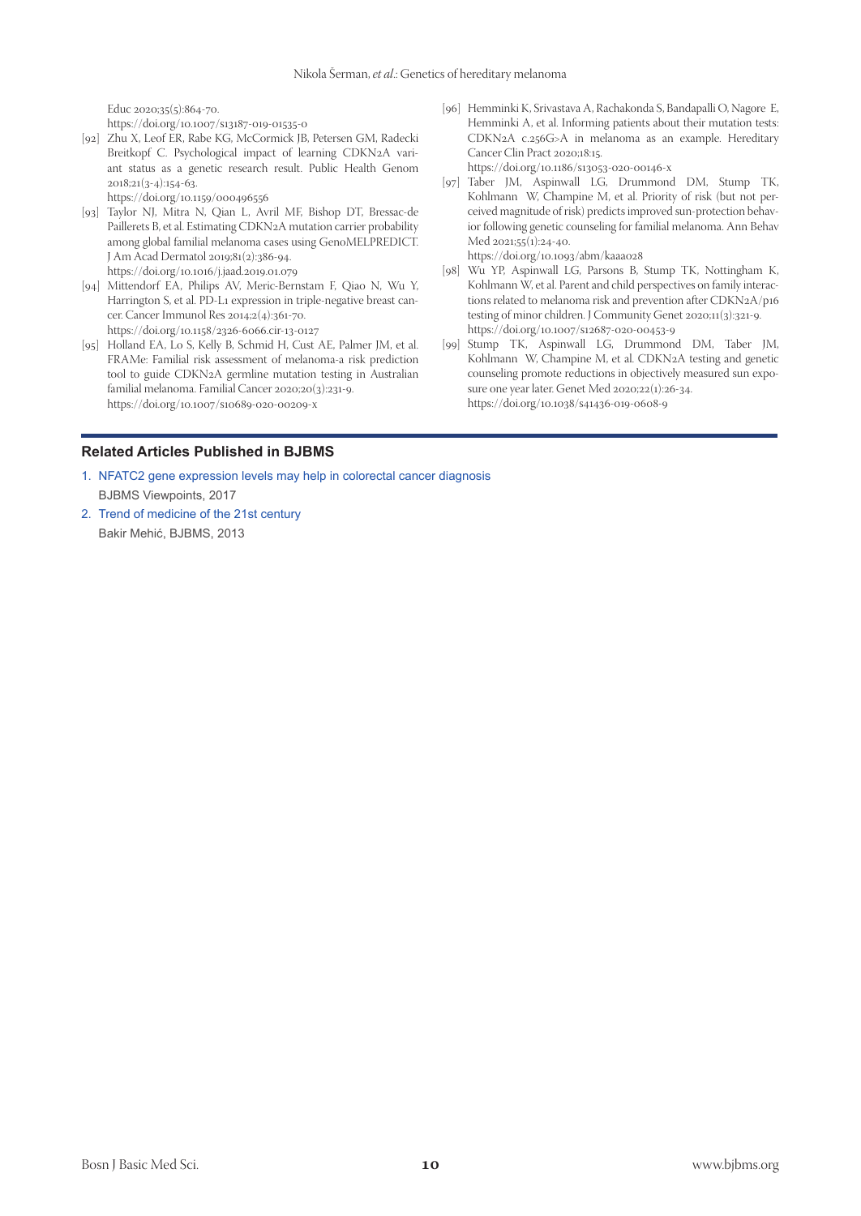Educ 2020;35(5):864-70.
https://doi.org/10.1007/s13187-019-01535-0

[92] Zhu X, Leof ER, Rabe KG, McCormick JB, Petersen GM, Radecki Breitkopf C. Psychological impact of learning CDKN2A variant status as a genetic research result. Public Health Genom 2018;21(3-4):154-63.
https://doi.org/10.1159/000496556

[93] Taylor NJ, Mitra N, Qian L, Avril MF, Bishop DT, Bressac-de Paillerets B, et al. Estimating CDKN2A mutation carrier probability among global familial melanoma cases using GenoMELPREDICT. J Am Acad Dermatol 2019;81(2):386-94.
https://doi.org/10.1016/j.jaad.2019.01.079

[94] Mittendorf EA, Philips AV, Meric-Bernstam F, Qiao N, Wu Y, Harrington S, et al. PD-L1 expression in triple-negative breast cancer. Cancer Immunol Res 2014;2(4):361-70.
https://doi.org/10.1158/2326-6066.cir-13-0127

[95] Holland EA, Lo S, Kelly B, Schmid H, Cust AE, Palmer JM, et al. FRAMe: Familial risk assessment of melanoma-a risk prediction tool to guide CDKN2A germline mutation testing in Australian familial melanoma. Familial Cancer 2020;20(3):231-9.
https://doi.org/10.1007/s10689-020-00209-x

[96] Hemminki K, Srivastava A, Rachakonda S, Bandapalli O, Nagore E, Hemminki A, et al. Informing patients about their mutation tests: CDKN2A c.256G>A in melanoma as an example. Hereditary Cancer Clin Pract 2020;18:15.
https://doi.org/10.1186/s13053-020-00146-x

[97] Taber JM, Aspinwall LG, Drummond DM, Stump TK, Kohlmann W, Champine M, et al. Priority of risk (but not perceived magnitude of risk) predicts improved sun-protection behavior following genetic counseling for familial melanoma. Ann Behav Med 2021;55(1):24-40.
https://doi.org/10.1093/abm/kaaa028

[98] Wu YP, Aspinwall LG, Parsons B, Stump TK, Nottingham K, Kohlmann W, et al. Parent and child perspectives on family interactions related to melanoma risk and prevention after CDKN2A/p16 testing of minor children. J Community Genet 2020;11(3):321-9.
https://doi.org/10.1007/s12687-020-00453-9

[99] Stump TK, Aspinwall LG, Drummond DM, Taber JM, Kohlmann W, Champine M, et al. CDKN2A testing and genetic counseling promote reductions in objectively measured sun exposure one year later. Genet Med 2020;22(1):26-34.
https://doi.org/10.1038/s41436-019-0608-9

## Related Articles Published in BJBMS

1. NFATC2 gene expression levels may help in colorectal cancer diagnosis
   BJBMS Viewpoints, 2017
2. Trend of medicine of the 21st century
   Bakir Mehić, BJBMS, 2013